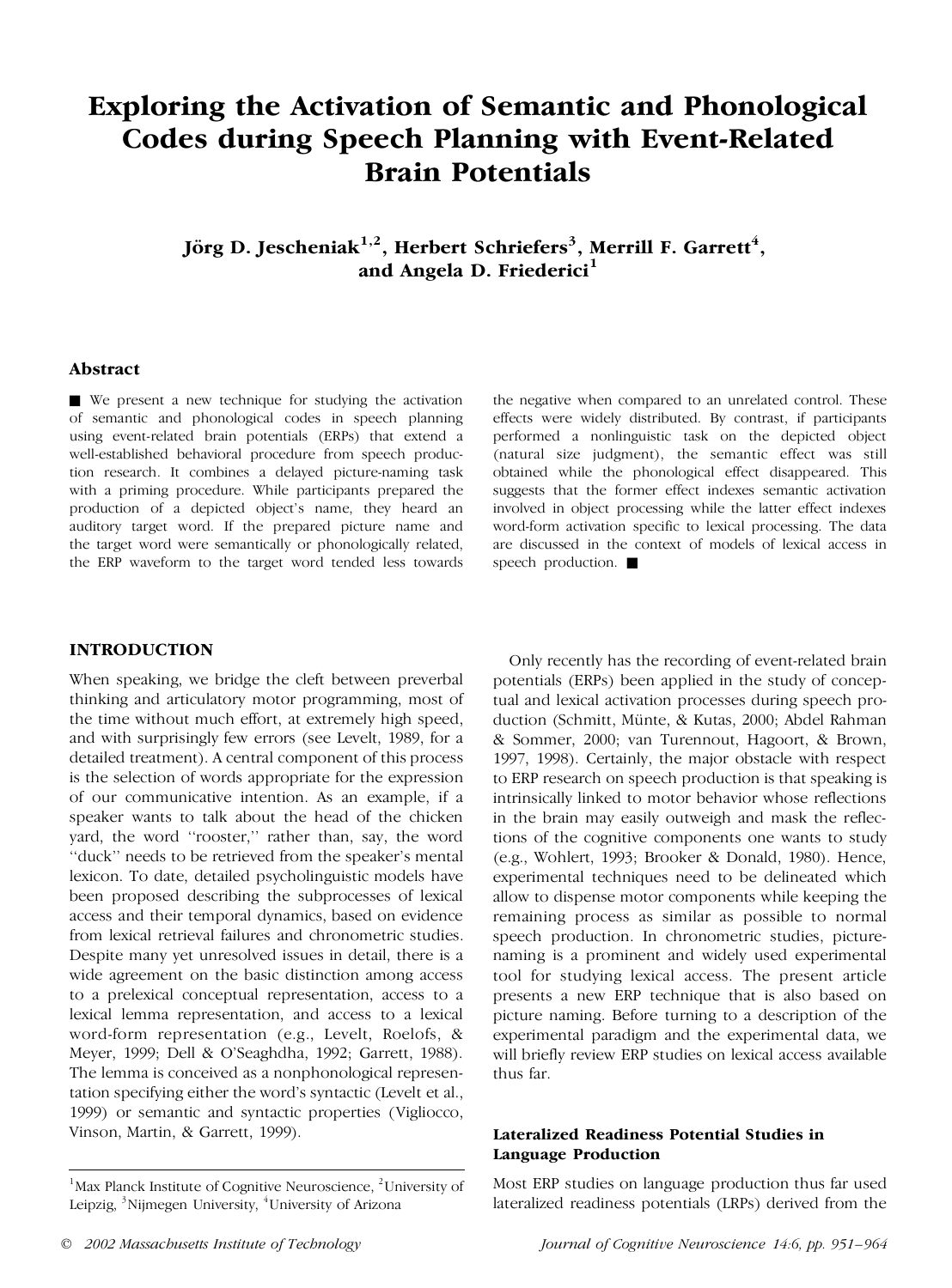# Exploring the Activation of Semantic and Phonological Codes during Speech Planning with Event-Related Brain Potentials

**Jörg D. Jescheniak[1,2], Herbert Schriefers[3], Merrill F. Garrett[4], and Angela D. Friederici[1]**

## Abstract

■ We present a new technique for studying the activation of semantic and phonological codes in speech planning using event-related brain potentials (ERPs) that extend a well-established behavioral procedure from speech production research. It combines a delayed picture-naming task with a priming procedure. While participants prepared the production of a depicted object's name, they heard an auditory target word. If the prepared picture name and the target word were semantically or phonologically related, the ERP waveform to the target word tended less towards the negative when compared to an unrelated control. These effects were widely distributed. By contrast, if participants performed a nonlinguistic task on the depicted object (natural size judgment), the semantic effect was still obtained while the phonological effect disappeared. This suggests that the former effect indexes semantic activation involved in object processing while the latter effect indexes word-form activation specific to lexical processing. The data are discussed in the context of models of lexical access in speech production. ■

## INTRODUCTION

When speaking, we bridge the cleft between preverbal thinking and articulatory motor programming, most of the time without much effort, at extremely high speed, and with surprisingly few errors (see Levelt, 1989, for a detailed treatment). A central component of this process is the selection of words appropriate for the expression of our communicative intention. As an example, if a speaker wants to talk about the head of the chicken yard, the word "rooster," rather than, say, the word "duck" needs to be retrieved from the speaker's mental lexicon. To date, detailed psycholinguistic models have been proposed describing the subprocesses of lexical access and their temporal dynamics, based on evidence from lexical retrieval failures and chronometric studies. Despite many yet unresolved issues in detail, there is a wide agreement on the basic distinction among access to a prelexical conceptual representation, access to a lexical lemma representation, and access to a lexical word-form representation (e.g., Levelt, Roelofs, & Meyer, 1999; Dell & O'Seaghdha, 1992; Garrett, 1988). The lemma is conceived as a nonphonological representation specifying either the word's syntactic (Levelt et al., 1999) or semantic and syntactic properties (Vigliocco, Vinson, Martin, & Garrett, 1999).

Only recently has the recording of event-related brain potentials (ERPs) been applied in the study of conceptual and lexical activation processes during speech production (Schmitt, Münte, & Kutas, 2000; Abdel Rahman & Sommer, 2000; van Turennout, Hagoort, & Brown, 1997, 1998). Certainly, the major obstacle with respect to ERP research on speech production is that speaking is intrinsically linked to motor behavior whose reflections in the brain may easily outweigh and mask the reflections of the cognitive components one wants to study (e.g., Wohlert, 1993; Brooker & Donald, 1980). Hence, experimental techniques need to be delineated which allow to dispense motor components while keeping the remaining process as similar as possible to normal speech production. In chronometric studies, picture-naming is a prominent and widely used experimental tool for studying lexical access. The present article presents a new ERP technique that is also based on picture naming. Before turning to a description of the experimental paradigm and the experimental data, we will briefly review ERP studies on lexical access available thus far.

### Lateralized Readiness Potential Studies in Language Production

Most ERP studies on language production thus far used lateralized readiness potentials (LRPs) derived from the

[1]Max Planck Institute of Cognitive Neuroscience, [2]University of Leipzig, [3]Nijmegen University, [4]University of Arizona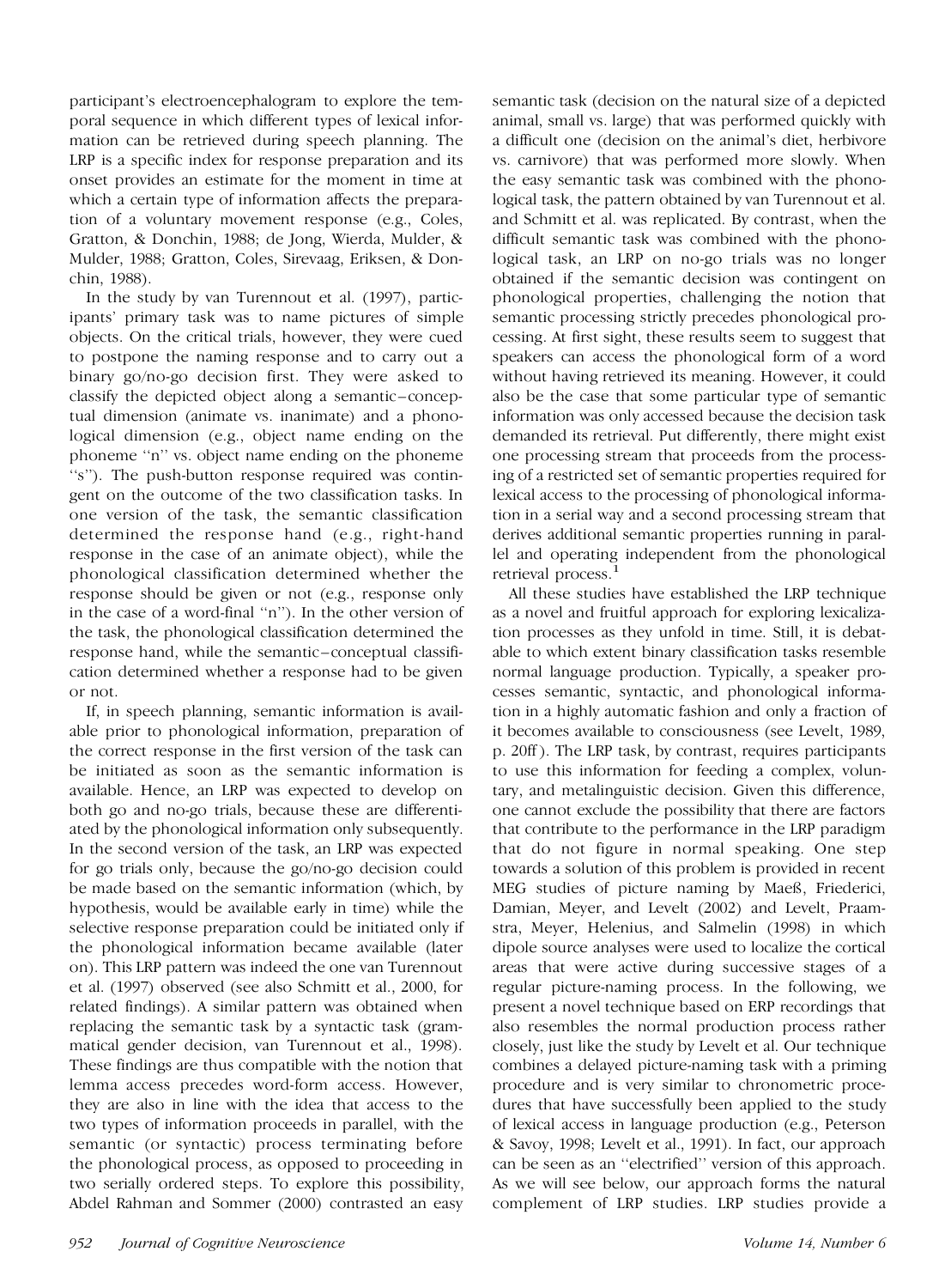participant's electroencephalogram to explore the temporal sequence in which different types of lexical information can be retrieved during speech planning. The LRP is a specific index for response preparation and its onset provides an estimate for the moment in time at which a certain type of information affects the preparation of a voluntary movement response (e.g., Coles, Gratton, & Donchin, 1988; de Jong, Wierda, Mulder, & Mulder, 1988; Gratton, Coles, Sirevaag, Eriksen, & Donchin, 1988).

In the study by van Turennout et al. (1997), participants' primary task was to name pictures of simple objects. On the critical trials, however, they were cued to postpone the naming response and to carry out a binary go/no-go decision first. They were asked to classify the depicted object along a semantic–conceptual dimension (animate vs. inanimate) and a phonological dimension (e.g., object name ending on the phoneme "n" vs. object name ending on the phoneme "s"). The push-button response required was contingent on the outcome of the two classification tasks. In one version of the task, the semantic classification determined the response hand (e.g., right-hand response in the case of an animate object), while the phonological classification determined whether the response should be given or not (e.g., response only in the case of a word-final "n"). In the other version of the task, the phonological classification determined the response hand, while the semantic–conceptual classification determined whether a response had to be given or not.

If, in speech planning, semantic information is available prior to phonological information, preparation of the correct response in the first version of the task can be initiated as soon as the semantic information is available. Hence, an LRP was expected to develop on both go and no-go trials, because these are differentiated by the phonological information only subsequently. In the second version of the task, an LRP was expected for go trials only, because the go/no-go decision could be made based on the semantic information (which, by hypothesis, would be available early in time) while the selective response preparation could be initiated only if the phonological information became available (later on). This LRP pattern was indeed the one van Turennout et al. (1997) observed (see also Schmitt et al., 2000, for related findings). A similar pattern was obtained when replacing the semantic task by a syntactic task (grammatical gender decision, van Turennout et al., 1998). These findings are thus compatible with the notion that lemma access precedes word-form access. However, they are also in line with the idea that access to the two types of information proceeds in parallel, with the semantic (or syntactic) process terminating before the phonological process, as opposed to proceeding in two serially ordered steps. To explore this possibility, Abdel Rahman and Sommer (2000) contrasted an easy semantic task (decision on the natural size of a depicted animal, small vs. large) that was performed quickly with a difficult one (decision on the animal's diet, herbivore vs. carnivore) that was performed more slowly. When the easy semantic task was combined with the phonological task, the pattern obtained by van Turennout et al. and Schmitt et al. was replicated. By contrast, when the difficult semantic task was combined with the phonological task, an LRP on no-go trials was no longer obtained if the semantic decision was contingent on phonological properties, challenging the notion that semantic processing strictly precedes phonological processing. At first sight, these results seem to suggest that speakers can access the phonological form of a word without having retrieved its meaning. However, it could also be the case that some particular type of semantic information was only accessed because the decision task demanded its retrieval. Put differently, there might exist one processing stream that proceeds from the processing of a restricted set of semantic properties required for lexical access to the processing of phonological information in a serial way and a second processing stream that derives additional semantic properties running in parallel and operating independent from the phonological retrieval process.[1]

All these studies have established the LRP technique as a novel and fruitful approach for exploring lexicalization processes as they unfold in time. Still, it is debatable to which extent binary classification tasks resemble normal language production. Typically, a speaker processes semantic, syntactic, and phonological information in a highly automatic fashion and only a fraction of it becomes available to consciousness (see Levelt, 1989, p. 20ff). The LRP task, by contrast, requires participants to use this information for feeding a complex, voluntary, and metalinguistic decision. Given this difference, one cannot exclude the possibility that there are factors that contribute to the performance in the LRP paradigm that do not figure in normal speaking. One step towards a solution of this problem is provided in recent MEG studies of picture naming by Maeß, Friederici, Damian, Meyer, and Levelt (2002) and Levelt, Praamstra, Meyer, Helenius, and Salmelin (1998) in which dipole source analyses were used to localize the cortical areas that were active during successive stages of a regular picture-naming process. In the following, we present a novel technique based on ERP recordings that also resembles the normal production process rather closely, just like the study by Levelt et al. Our technique combines a delayed picture-naming task with a priming procedure and is very similar to chronometric procedures that have successfully been applied to the study of lexical access in language production (e.g., Peterson & Savoy, 1998; Levelt et al., 1991). In fact, our approach can be seen as an "electrified" version of this approach. As we will see below, our approach forms the natural complement of LRP studies. LRP studies provide a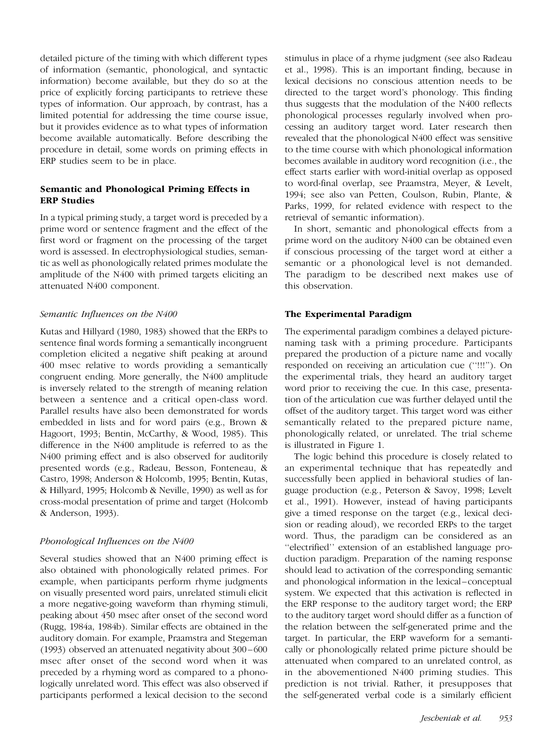detailed picture of the timing with which different types of information (semantic, phonological, and syntactic information) become available, but they do so at the price of explicitly forcing participants to retrieve these types of information. Our approach, by contrast, has a limited potential for addressing the time course issue, but it provides evidence as to what types of information become available automatically. Before describing the procedure in detail, some words on priming effects in ERP studies seem to be in place.

## Semantic and Phonological Priming Effects in ERP Studies

In a typical priming study, a target word is preceded by a prime word or sentence fragment and the effect of the first word or fragment on the processing of the target word is assessed. In electrophysiological studies, semantic as well as phonologically related primes modulate the amplitude of the N400 with primed targets eliciting an attenuated N400 component.

### *Semantic Influences on the N400*

Kutas and Hillyard (1980, 1983) showed that the ERPs to sentence final words forming a semantically incongruent completion elicited a negative shift peaking at around 400 msec relative to words providing a semantically congruent ending. More generally, the N400 amplitude is inversely related to the strength of meaning relation between a sentence and a critical open-class word. Parallel results have also been demonstrated for words embedded in lists and for word pairs (e.g., Brown & Hagoort, 1993; Bentin, McCarthy, & Wood, 1985). This difference in the N400 amplitude is referred to as the N400 priming effect and is also observed for auditorily presented words (e.g., Radeau, Besson, Fonteneau, & Castro, 1998; Anderson & Holcomb, 1995; Bentin, Kutas, & Hillyard, 1995; Holcomb & Neville, 1990) as well as for cross-modal presentation of prime and target (Holcomb & Anderson, 1993).

### *Phonological Influences on the N400*

Several studies showed that an N400 priming effect is also obtained with phonologically related primes. For example, when participants perform rhyme judgments on visually presented word pairs, unrelated stimuli elicit a more negative-going waveform than rhyming stimuli, peaking about 450 msec after onset of the second word (Rugg, 1984a, 1984b). Similar effects are obtained in the auditory domain. For example, Praamstra and Stegeman (1993) observed an attenuated negativity about 300–600 msec after onset of the second word when it was preceded by a rhyming word as compared to a phonologically unrelated word. This effect was also observed if participants performed a lexical decision to the second stimulus in place of a rhyme judgment (see also Radeau et al., 1998). This is an important finding, because in lexical decisions no conscious attention needs to be directed to the target word's phonology. This finding thus suggests that the modulation of the N400 reflects phonological processes regularly involved when processing an auditory target word. Later research then revealed that the phonological N400 effect was sensitive to the time course with which phonological information becomes available in auditory word recognition (i.e., the effect starts earlier with word-initial overlap as opposed to word-final overlap, see Praamstra, Meyer, & Levelt, 1994; see also van Petten, Coulson, Rubin, Plante, & Parks, 1999, for related evidence with respect to the retrieval of semantic information).

In short, semantic and phonological effects from a prime word on the auditory N400 can be obtained even if conscious processing of the target word at either a semantic or a phonological level is not demanded. The paradigm to be described next makes use of this observation.

## The Experimental Paradigm

The experimental paradigm combines a delayed picture-naming task with a priming procedure. Participants prepared the production of a picture name and vocally responded on receiving an articulation cue ("!!!"). On the experimental trials, they heard an auditory target word prior to receiving the cue. In this case, presentation of the articulation cue was further delayed until the offset of the auditory target. This target word was either semantically related to the prepared picture name, phonologically related, or unrelated. The trial scheme is illustrated in Figure 1.

The logic behind this procedure is closely related to an experimental technique that has repeatedly and successfully been applied in behavioral studies of language production (e.g., Peterson & Savoy, 1998; Levelt et al., 1991). However, instead of having participants give a timed response on the target (e.g., lexical decision or reading aloud), we recorded ERPs to the target word. Thus, the paradigm can be considered as an "electrified" extension of an established language production paradigm. Preparation of the naming response should lead to activation of the corresponding semantic and phonological information in the lexical–conceptual system. We expected that this activation is reflected in the ERP response to the auditory target word; the ERP to the auditory target word should differ as a function of the relation between the self-generated prime and the target. In particular, the ERP waveform for a semantically or phonologically related prime picture should be attenuated when compared to an unrelated control, as in the abovementioned N400 priming studies. This prediction is not trivial. Rather, it presupposes that the self-generated verbal code is a similarly efficient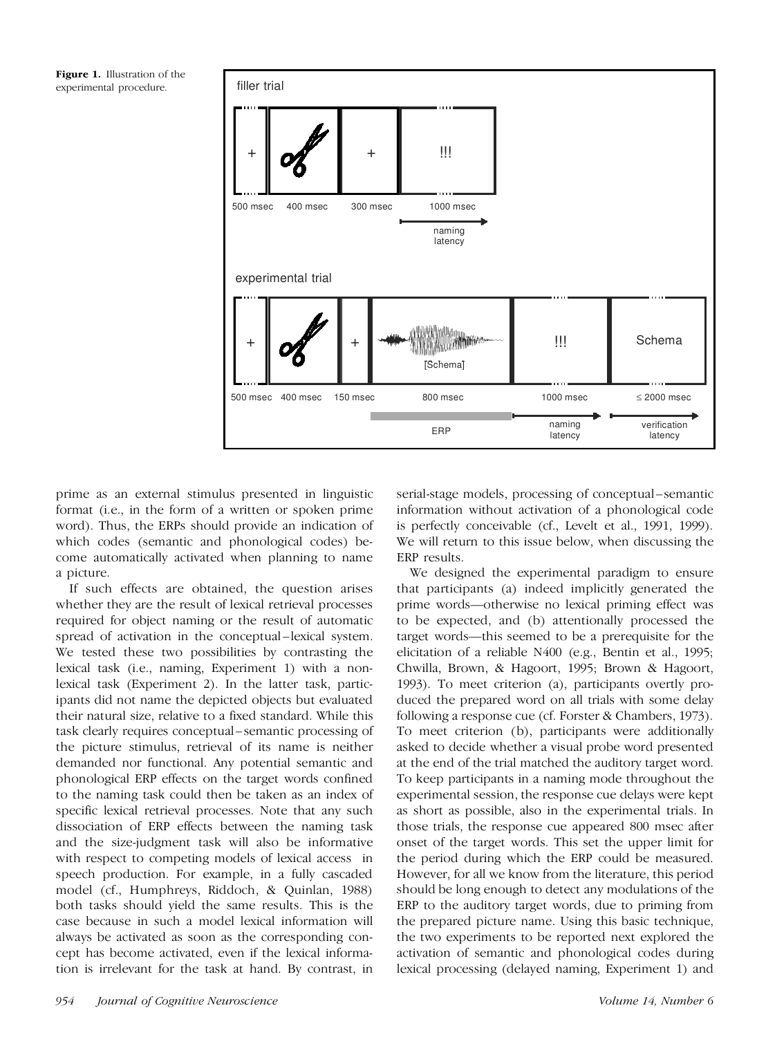**Figure 1.** Illustration of the experimental procedure.

filler trial

+

!!!

500 msec 400 msec 300 msec 1000 msec

naming latency

experimental trial

+

[Schema]

!!!

Schema

500 msec 400 msec 150 msec 800 msec 1000 msec ≤ 2000 msec

ERP

naming latency

verification latency

prime as an external stimulus presented in linguistic format (i.e., in the form of a written or spoken prime word). Thus, the ERPs should provide an indication of which codes (semantic and phonological codes) become automatically activated when planning to name a picture.

If such effects are obtained, the question arises whether they are the result of lexical retrieval processes required for object naming or the result of automatic spread of activation in the conceptual–lexical system. We tested these two possibilities by contrasting the lexical task (i.e., naming, Experiment 1) with a nonlexical task (Experiment 2). In the latter task, participants did not name the depicted objects but evaluated their natural size, relative to a fixed standard. While this task clearly requires conceptual–semantic processing of the picture stimulus, retrieval of its name is neither demanded nor functional. Any potential semantic and phonological ERP effects on the target words confined to the naming task could then be taken as an index of specific lexical retrieval processes. Note that any such dissociation of ERP effects between the naming task and the size-judgment task will also be informative with respect to competing models of lexical access in speech production. For example, in a fully cascaded model (cf., Humphreys, Riddoch, & Quinlan, 1988) both tasks should yield the same results. This is the case because in such a model lexical information will always be activated as soon as the corresponding concept has become activated, even if the lexical information is irrelevant for the task at hand. By contrast, in serial-stage models, processing of conceptual–semantic information without activation of a phonological code is perfectly conceivable (cf., Levelt et al., 1991, 1999). We will return to this issue below, when discussing the ERP results.

We designed the experimental paradigm to ensure that participants (a) indeed implicitly generated the prime words—otherwise no lexical priming effect was to be expected, and (b) attentionally processed the target words—this seemed to be a prerequisite for the elicitation of a reliable N400 (e.g., Bentin et al., 1995; Chwilla, Brown, & Hagoort, 1995; Brown & Hagoort, 1993). To meet criterion (a), participants overtly produced the prepared word on all trials with some delay following a response cue (cf. Forster & Chambers, 1973). To meet criterion (b), participants were additionally asked to decide whether a visual probe word presented at the end of the trial matched the auditory target word. To keep participants in a naming mode throughout the experimental session, the response cue delays were kept as short as possible, also in the experimental trials. In those trials, the response cue appeared 800 msec after onset of the target words. This set the upper limit for the period during which the ERP could be measured. However, for all we know from the literature, this period should be long enough to detect any modulations of the ERP to the auditory target words, due to priming from the prepared picture name. Using this basic technique, the two experiments to be reported next explored the activation of semantic and phonological codes during lexical processing (delayed naming, Experiment 1) and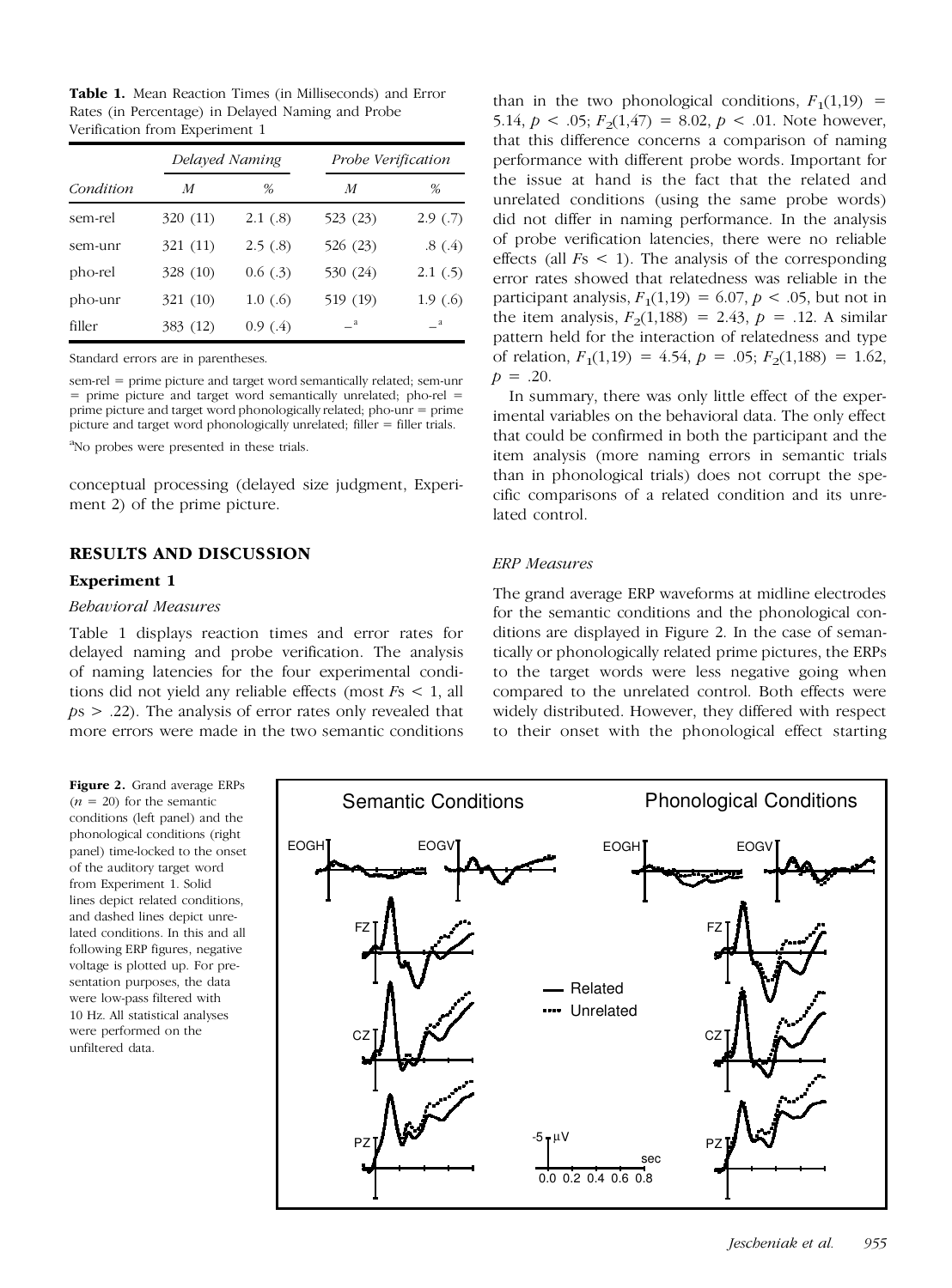**Table 1.** Mean Reaction Times (in Milliseconds) and Error Rates (in Percentage) in Delayed Naming and Probe Verification from Experiment 1

| | *Delayed Naming* | | *Probe Verification* | |
|---|---|---|---|---|
| *Condition* | *M* | % | *M* | % |
| sem-rel | 320 (11) | 2.1 (.8) | 523 (23) | 2.9 (.7) |
| sem-unr | 321 (11) | 2.5 (.8) | 526 (23) | .8 (.4) |
| pho-rel | 328 (10) | 0.6 (.3) | 530 (24) | 2.1 (.5) |
| pho-unr | 321 (10) | 1.0 (.6) | 519 (19) | 1.9 (.6) |
| filler | 383 (12) | 0.9 (.4) | –[a] | –[a] |

Standard errors are in parentheses.

sem-rel = prime picture and target word semantically related; sem-unr = prime picture and target word semantically unrelated; pho-rel = prime picture and target word phonologically related; pho-unr = prime picture and target word phonologically unrelated; filler = filler trials.

[a]No probes were presented in these trials.

conceptual processing (delayed size judgment, Experiment 2) of the prime picture.

## RESULTS AND DISCUSSION

### Experiment 1

#### *Behavioral Measures*

Table 1 displays reaction times and error rates for delayed naming and probe verification. The analysis of naming latencies for the four experimental conditions did not yield any reliable effects (most $F$s $< 1$, all $p$s $> .22$). The analysis of error rates only revealed that more errors were made in the two semantic conditions than in the two phonological conditions, $F_1(1,19) = 5.14$, $p < .05$; $F_2(1,47) = 8.02$, $p < .01$. Note however, that this difference concerns a comparison of naming performance with different probe words. Important for the issue at hand is the fact that the related and unrelated conditions (using the same probe words) did not differ in naming performance. In the analysis of probe verification latencies, there were no reliable effects (all $F$s $< 1$). The analysis of the corresponding error rates showed that relatedness was reliable in the participant analysis, $F_1(1,19) = 6.07$, $p < .05$, but not in the item analysis, $F_2(1,188) = 2.43$, $p = .12$. A similar pattern held for the interaction of relatedness and type of relation, $F_1(1,19) = 4.54$, $p = .05$; $F_2(1,188) = 1.62$, $p = .20$.

In summary, there was only little effect of the experimental variables on the behavioral data. The only effect that could be confirmed in both the participant and the item analysis (more naming errors in semantic trials than in phonological trials) does not corrupt the specific comparisons of a related condition and its unrelated control.

#### *ERP Measures*

The grand average ERP waveforms at midline electrodes for the semantic conditions and the phonological conditions are displayed in Figure 2. In the case of semantically or phonologically related prime pictures, the ERPs to the target words were less negative going when compared to the unrelated control. Both effects were widely distributed. However, they differed with respect to their onset with the phonological effect starting

**Figure 2.** Grand average ERPs ($n = 20$) for the semantic conditions (left panel) and the phonological conditions (right panel) time-locked to the onset of the auditory target word from Experiment 1. Solid lines depict related conditions, and dashed lines depict unrelated conditions. In this and all following ERP figures, negative voltage is plotted up. For presentation purposes, the data were low-pass filtered with 10 Hz. All statistical analyses were performed on the unfiltered data.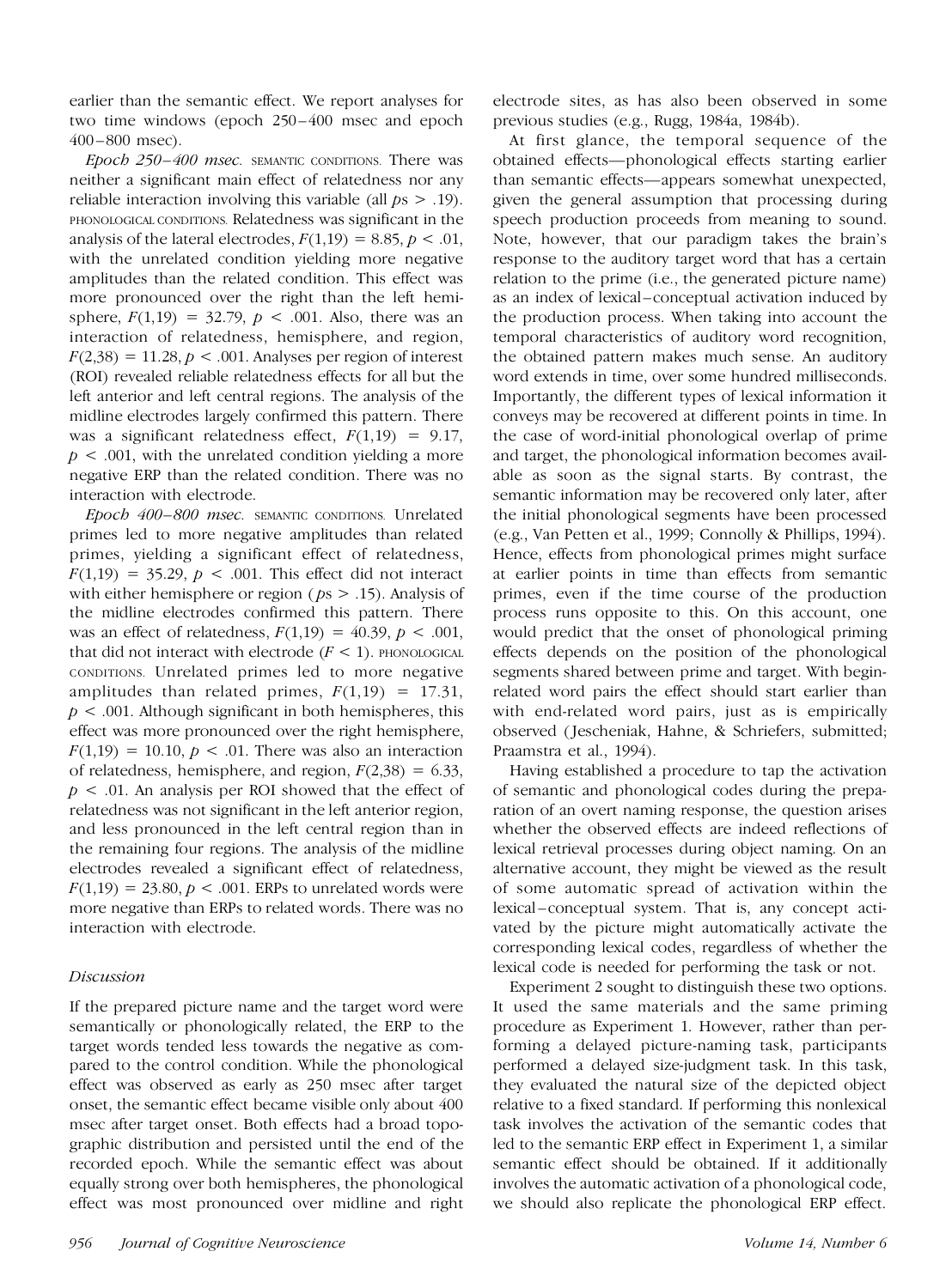earlier than the semantic effect. We report analyses for two time windows (epoch 250–400 msec and epoch 400–800 msec).

*Epoch 250–400 msec.* SEMANTIC CONDITIONS. There was neither a significant main effect of relatedness nor any reliable interaction involving this variable (all $ps > .19$). PHONOLOGICAL CONDITIONS. Relatedness was significant in the analysis of the lateral electrodes, $F(1,19) = 8.85$, $p < .01$, with the unrelated condition yielding more negative amplitudes than the related condition. This effect was more pronounced over the right than the left hemisphere, $F(1,19) = 32.79$, $p < .001$. Also, there was an interaction of relatedness, hemisphere, and region, $F(2,38) = 11.28$, $p < .001$. Analyses per region of interest (ROI) revealed reliable relatedness effects for all but the left anterior and left central regions. The analysis of the midline electrodes largely confirmed this pattern. There was a significant relatedness effect, $F(1,19) = 9.17$, $p < .001$, with the unrelated condition yielding a more negative ERP than the related condition. There was no interaction with electrode.

*Epoch 400–800 msec.* SEMANTIC CONDITIONS. Unrelated primes led to more negative amplitudes than related primes, yielding a significant effect of relatedness, $F(1,19) = 35.29$, $p < .001$. This effect did not interact with either hemisphere or region ($ps > .15$). Analysis of the midline electrodes confirmed this pattern. There was an effect of relatedness, $F(1,19) = 40.39$, $p < .001$, that did not interact with electrode ($F < 1$). PHONOLOGICAL CONDITIONS. Unrelated primes led to more negative amplitudes than related primes, $F(1,19) = 17.31$, $p < .001$. Although significant in both hemispheres, this effect was more pronounced over the right hemisphere, $F(1,19) = 10.10$, $p < .01$. There was also an interaction of relatedness, hemisphere, and region, $F(2,38) = 6.33$, $p < .01$. An analysis per ROI showed that the effect of relatedness was not significant in the left anterior region, and less pronounced in the left central region than in the remaining four regions. The analysis of the midline electrodes revealed a significant effect of relatedness, $F(1,19) = 23.80$, $p < .001$. ERPs to unrelated words were more negative than ERPs to related words. There was no interaction with electrode.

### Discussion

If the prepared picture name and the target word were semantically or phonologically related, the ERP to the target words tended less towards the negative as compared to the control condition. While the phonological effect was observed as early as 250 msec after target onset, the semantic effect became visible only about 400 msec after target onset. Both effects had a broad topographic distribution and persisted until the end of the recorded epoch. While the semantic effect was about equally strong over both hemispheres, the phonological effect was most pronounced over midline and right electrode sites, as has also been observed in some previous studies (e.g., Rugg, 1984a, 1984b).

At first glance, the temporal sequence of the obtained effects—phonological effects starting earlier than semantic effects—appears somewhat unexpected, given the general assumption that processing during speech production proceeds from meaning to sound. Note, however, that our paradigm takes the brain's response to the auditory target word that has a certain relation to the prime (i.e., the generated picture name) as an index of lexical–conceptual activation induced by the production process. When taking into account the temporal characteristics of auditory word recognition, the obtained pattern makes much sense. An auditory word extends in time, over some hundred milliseconds. Importantly, the different types of lexical information it conveys may be recovered at different points in time. In the case of word-initial phonological overlap of prime and target, the phonological information becomes available as soon as the signal starts. By contrast, the semantic information may be recovered only later, after the initial phonological segments have been processed (e.g., Van Petten et al., 1999; Connolly & Phillips, 1994). Hence, effects from phonological primes might surface at earlier points in time than effects from semantic primes, even if the time course of the production process runs opposite to this. On this account, one would predict that the onset of phonological priming effects depends on the position of the phonological segments shared between prime and target. With begin-related word pairs the effect should start earlier than with end-related word pairs, just as is empirically observed (Jescheniak, Hahne, & Schriefers, submitted; Praamstra et al., 1994).

Having established a procedure to tap the activation of semantic and phonological codes during the preparation of an overt naming response, the question arises whether the observed effects are indeed reflections of lexical retrieval processes during object naming. On an alternative account, they might be viewed as the result of some automatic spread of activation within the lexical–conceptual system. That is, any concept activated by the picture might automatically activate the corresponding lexical codes, regardless of whether the lexical code is needed for performing the task or not.

Experiment 2 sought to distinguish these two options. It used the same materials and the same priming procedure as Experiment 1. However, rather than performing a delayed picture-naming task, participants performed a delayed size-judgment task. In this task, they evaluated the natural size of the depicted object relative to a fixed standard. If performing this nonlexical task involves the activation of the semantic codes that led to the semantic ERP effect in Experiment 1, a similar semantic effect should be obtained. If it additionally involves the automatic activation of a phonological code, we should also replicate the phonological ERP effect.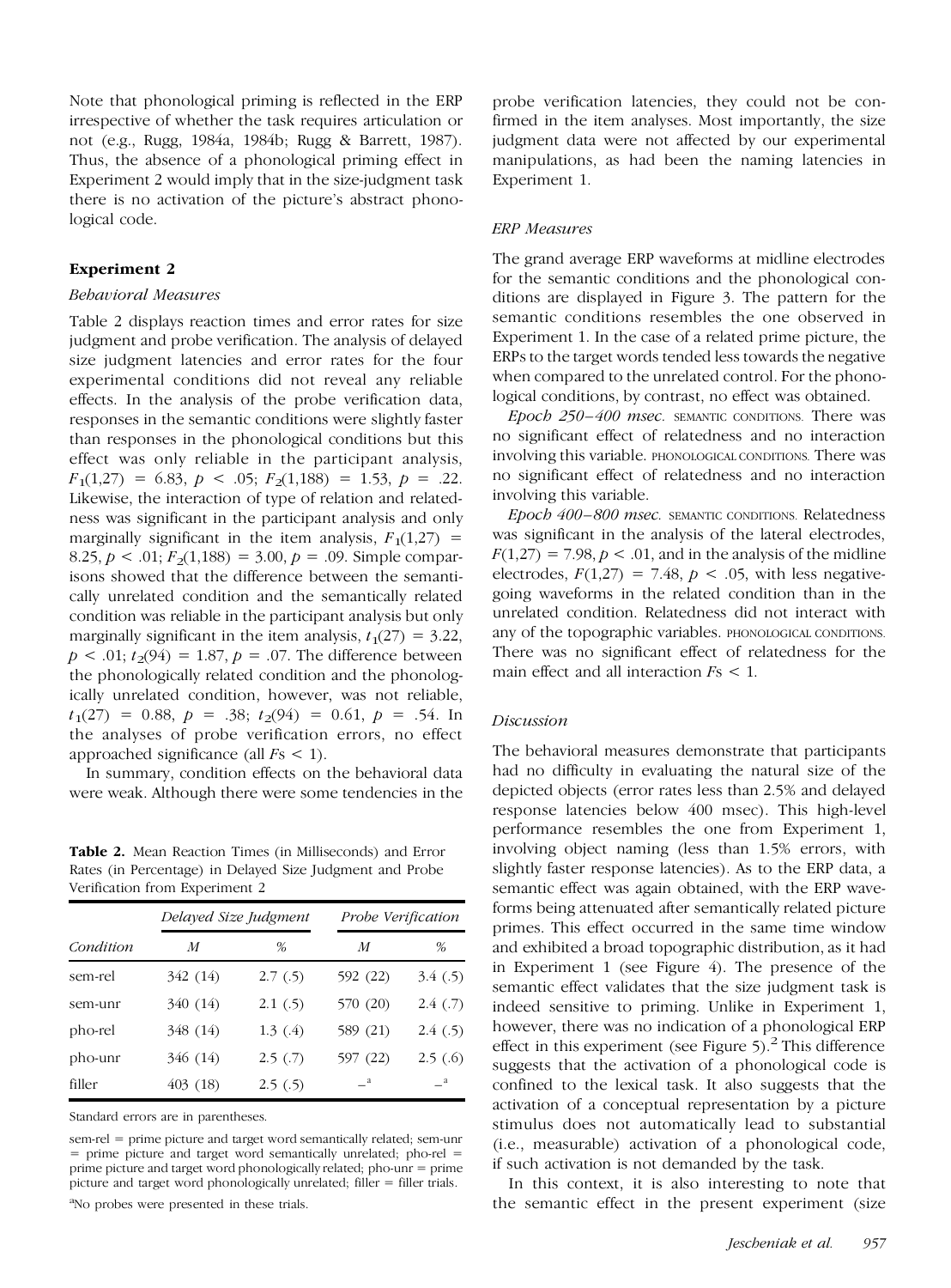Note that phonological priming is reflected in the ERP irrespective of whether the task requires articulation or not (e.g., Rugg, 1984a, 1984b; Rugg & Barrett, 1987). Thus, the absence of a phonological priming effect in Experiment 2 would imply that in the size-judgment task there is no activation of the picture's abstract phonological code.

## Experiment 2

### *Behavioral Measures*

Table 2 displays reaction times and error rates for size judgment and probe verification. The analysis of delayed size judgment latencies and error rates for the four experimental conditions did not reveal any reliable effects. In the analysis of the probe verification data, responses in the semantic conditions were slightly faster than responses in the phonological conditions but this effect was only reliable in the participant analysis, $F_1(1,27) = 6.83$, $p < .05$; $F_2(1,188) = 1.53$, $p = .22$. Likewise, the interaction of type of relation and relatedness was significant in the participant analysis and only marginally significant in the item analysis, $F_1(1,27) = 8.25$, $p < .01$; $F_2(1,188) = 3.00$, $p = .09$. Simple comparisons showed that the difference between the semantically unrelated condition and the semantically related condition was reliable in the participant analysis but only marginally significant in the item analysis, $t_1(27) = 3.22$, $p < .01$; $t_2(94) = 1.87$, $p = .07$. The difference between the phonologically related condition and the phonologically unrelated condition, however, was not reliable, $t_1(27) = 0.88$, $p = .38$; $t_2(94) = 0.61$, $p = .54$. In the analyses of probe verification errors, no effect approached significance (all $F$s $< 1$).

In summary, condition effects on the behavioral data were weak. Although there were some tendencies in the probe verification latencies, they could not be confirmed in the item analyses. Most importantly, the size judgment data were not affected by our experimental manipulations, as had been the naming latencies in Experiment 1.

**Table 2.** Mean Reaction Times (in Milliseconds) and Error Rates (in Percentage) in Delayed Size Judgment and Probe Verification from Experiment 2

| | Delayed Size Judgment | | Probe Verification | |
|---|---|---|---|---|
| Condition | *M* | % | *M* | % |
| sem-rel | 342 (14) | 2.7 (.5) | 592 (22) | 3.4 (.5) |
| sem-unr | 340 (14) | 2.1 (.5) | 570 (20) | 2.4 (.7) |
| pho-rel | 348 (14) | 1.3 (.4) | 589 (21) | 2.4 (.5) |
| pho-unr | 346 (14) | 2.5 (.7) | 597 (22) | 2.5 (.6) |
| filler | 403 (18) | 2.5 (.5) | –[a] | –[a] |

Standard errors are in parentheses.

sem-rel = prime picture and target word semantically related; sem-unr = prime picture and target word semantically unrelated; pho-rel = prime picture and target word phonologically related; pho-unr = prime picture and target word phonologically unrelated; filler = filler trials.

[a]No probes were presented in these trials.

### *ERP Measures*

The grand average ERP waveforms at midline electrodes for the semantic conditions and the phonological conditions are displayed in Figure 3. The pattern for the semantic conditions resembles the one observed in Experiment 1. In the case of a related prime picture, the ERPs to the target words tended less towards the negative when compared to the unrelated control. For the phonological conditions, by contrast, no effect was obtained.

*Epoch 250–400 msec.* SEMANTIC CONDITIONS. There was no significant effect of relatedness and no interaction involving this variable. PHONOLOGICAL CONDITIONS. There was no significant effect of relatedness and no interaction involving this variable.

*Epoch 400–800 msec.* SEMANTIC CONDITIONS. Relatedness was significant in the analysis of the lateral electrodes, $F(1,27) = 7.98$, $p < .01$, and in the analysis of the midline electrodes, $F(1,27) = 7.48$, $p < .05$, with less negative-going waveforms in the related condition than in the unrelated condition. Relatedness did not interact with any of the topographic variables. PHONOLOGICAL CONDITIONS. There was no significant effect of relatedness for the main effect and all interaction $F$s $< 1$.

### *Discussion*

The behavioral measures demonstrate that participants had no difficulty in evaluating the natural size of the depicted objects (error rates less than 2.5% and delayed response latencies below 400 msec). This high-level performance resembles the one from Experiment 1, involving object naming (less than 1.5% errors, with slightly faster response latencies). As to the ERP data, a semantic effect was again obtained, with the ERP waveforms being attenuated after semantically related picture primes. This effect occurred in the same time window and exhibited a broad topographic distribution, as it had in Experiment 1 (see Figure 4). The presence of the semantic effect validates that the size judgment task is indeed sensitive to priming. Unlike in Experiment 1, however, there was no indication of a phonological ERP effect in this experiment (see Figure 5).[2] This difference suggests that the activation of a phonological code is confined to the lexical task. It also suggests that the activation of a conceptual representation by a picture stimulus does not automatically lead to substantial (i.e., measurable) activation of a phonological code, if such activation is not demanded by the task.

In this context, it is also interesting to note that the semantic effect in the present experiment (size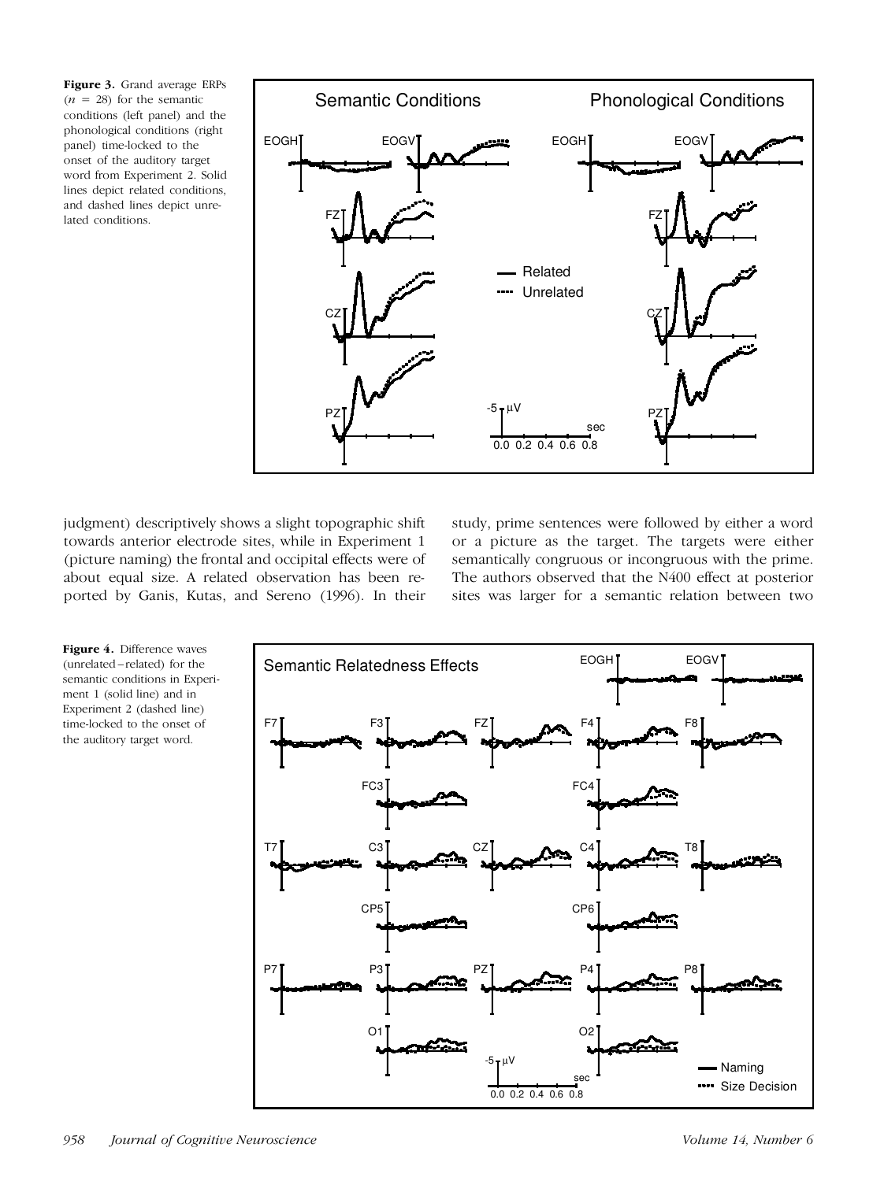**Figure 3.** Grand average ERPs ($n$ = 28) for the semantic conditions (left panel) and the phonological conditions (right panel) time-locked to the onset of the auditory target word from Experiment 2. Solid lines depict related conditions, and dashed lines depict unrelated conditions.

judgment) descriptively shows a slight topographic shift towards anterior electrode sites, while in Experiment 1 (picture naming) the frontal and occipital effects were of about equal size. A related observation has been reported by Ganis, Kutas, and Sereno (1996). In their study, prime sentences were followed by either a word or a picture as the target. The targets were either semantically congruous or incongruous with the prime. The authors observed that the N400 effect at posterior sites was larger for a semantic relation between two

**Figure 4.** Difference waves (unrelated – related) for the semantic conditions in Experiment 1 (solid line) and in Experiment 2 (dashed line) time-locked to the onset of the auditory target word.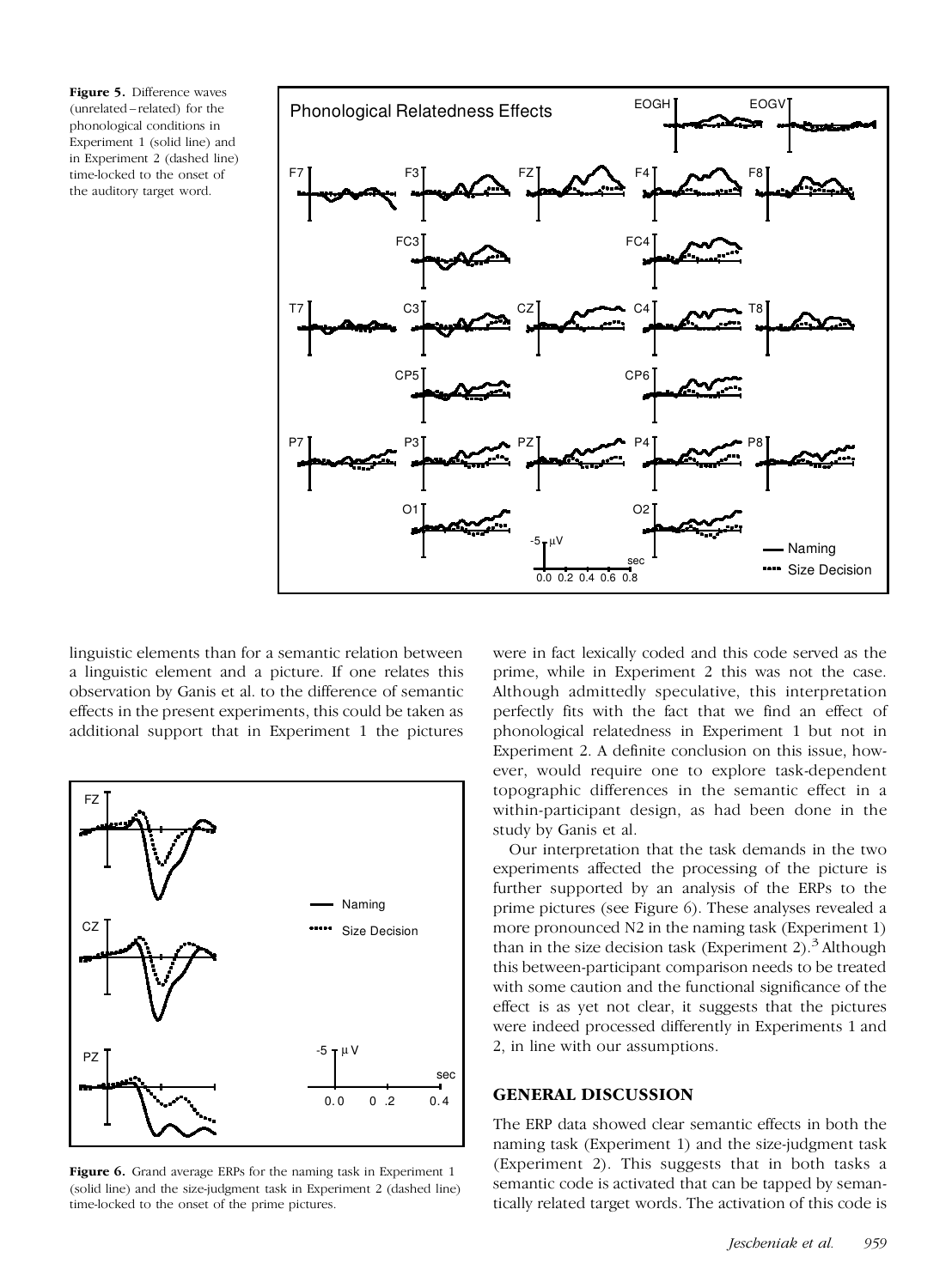**Figure 5.** Difference waves (unrelated – related) for the phonological conditions in Experiment 1 (solid line) and in Experiment 2 (dashed line) time-locked to the onset of the auditory target word.

linguistic elements than for a semantic relation between a linguistic element and a picture. If one relates this observation by Ganis et al. to the difference of semantic effects in the present experiments, this could be taken as additional support that in Experiment 1 the pictures were in fact lexically coded and this code served as the prime, while in Experiment 2 this was not the case. Although admittedly speculative, this interpretation perfectly fits with the fact that we find an effect of phonological relatedness in Experiment 1 but not in Experiment 2. A definite conclusion on this issue, however, would require one to explore task-dependent topographic differences in the semantic effect in a within-participant design, as had been done in the study by Ganis et al.

Our interpretation that the task demands in the two experiments affected the processing of the picture is further supported by an analysis of the ERPs to the prime pictures (see Figure 6). These analyses revealed a more pronounced N2 in the naming task (Experiment 1) than in the size decision task (Experiment 2).[3] Although this between-participant comparison needs to be treated with some caution and the functional significance of the effect is as yet not clear, it suggests that the pictures were indeed processed differently in Experiments 1 and 2, in line with our assumptions.

**Figure 6.** Grand average ERPs for the naming task in Experiment 1 (solid line) and the size-judgment task in Experiment 2 (dashed line) time-locked to the onset of the prime pictures.

## GENERAL DISCUSSION

The ERP data showed clear semantic effects in both the naming task (Experiment 1) and the size-judgment task (Experiment 2). This suggests that in both tasks a semantic code is activated that can be tapped by semantically related target words. The activation of this code is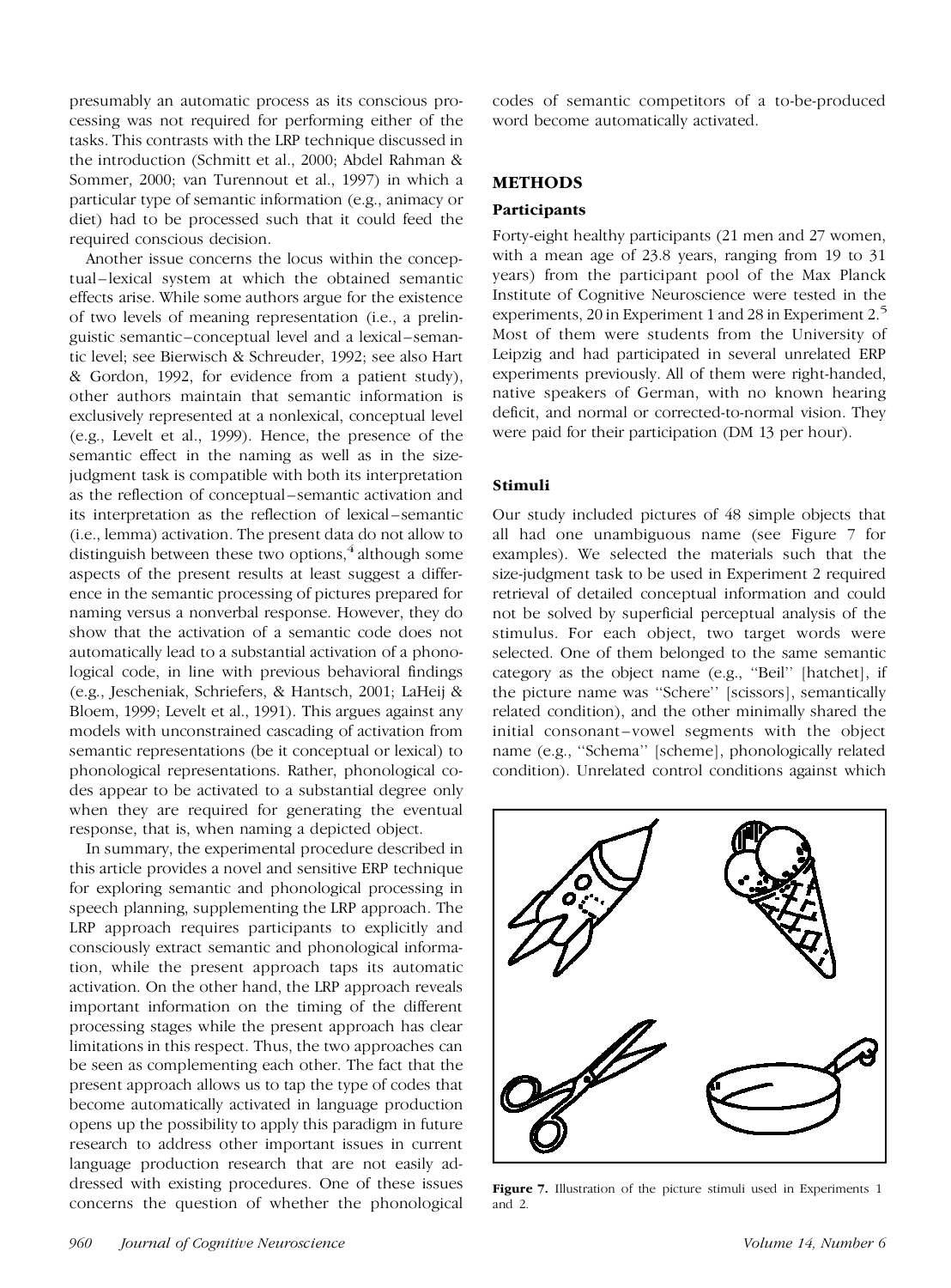presumably an automatic process as its conscious processing was not required for performing either of the tasks. This contrasts with the LRP technique discussed in the introduction (Schmitt et al., 2000; Abdel Rahman & Sommer, 2000; van Turennout et al., 1997) in which a particular type of semantic information (e.g., animacy or diet) had to be processed such that it could feed the required conscious decision.

Another issue concerns the locus within the conceptual–lexical system at which the obtained semantic effects arise. While some authors argue for the existence of two levels of meaning representation (i.e., a prelinguistic semantic–conceptual level and a lexical–semantic level; see Bierwisch & Schreuder, 1992; see also Hart & Gordon, 1992, for evidence from a patient study), other authors maintain that semantic information is exclusively represented at a nonlexical, conceptual level (e.g., Levelt et al., 1999). Hence, the presence of the semantic effect in the naming as well as in the size-judgment task is compatible with both its interpretation as the reflection of conceptual–semantic activation and its interpretation as the reflection of lexical–semantic (i.e., lemma) activation. The present data do not allow to distinguish between these two options,[4] although some aspects of the present results at least suggest a difference in the semantic processing of pictures prepared for naming versus a nonverbal response. However, they do show that the activation of a semantic code does not automatically lead to a substantial activation of a phonological code, in line with previous behavioral findings (e.g., Jescheniak, Schriefers, & Hantsch, 2001; LaHeij & Bloem, 1999; Levelt et al., 1991). This argues against any models with unconstrained cascading of activation from semantic representations (be it conceptual or lexical) to phonological representations. Rather, phonological codes appear to be activated to a substantial degree only when they are required for generating the eventual response, that is, when naming a depicted object.

In summary, the experimental procedure described in this article provides a novel and sensitive ERP technique for exploring semantic and phonological processing in speech planning, supplementing the LRP approach. The LRP approach requires participants to explicitly and consciously extract semantic and phonological information, while the present approach taps its automatic activation. On the other hand, the LRP approach reveals important information on the timing of the different processing stages while the present approach has clear limitations in this respect. Thus, the two approaches can be seen as complementing each other. The fact that the present approach allows us to tap the type of codes that become automatically activated in language production opens up the possibility to apply this paradigm in future research to address other important issues in current language production research that are not easily addressed with existing procedures. One of these issues concerns the question of whether the phonological codes of semantic competitors of a to-be-produced word become automatically activated.

## METHODS

### Participants

Forty-eight healthy participants (21 men and 27 women, with a mean age of 23.8 years, ranging from 19 to 31 years) from the participant pool of the Max Planck Institute of Cognitive Neuroscience were tested in the experiments, 20 in Experiment 1 and 28 in Experiment 2.[5] Most of them were students from the University of Leipzig and had participated in several unrelated ERP experiments previously. All of them were right-handed, native speakers of German, with no known hearing deficit, and normal or corrected-to-normal vision. They were paid for their participation (DM 13 per hour).

### Stimuli

Our study included pictures of 48 simple objects that all had one unambiguous name (see Figure 7 for examples). We selected the materials such that the size-judgment task to be used in Experiment 2 required retrieval of detailed conceptual information and could not be solved by superficial perceptual analysis of the stimulus. For each object, two target words were selected. One of them belonged to the same semantic category as the object name (e.g., "Beil" [hatchet], if the picture name was "Schere" [scissors], semantically related condition), and the other minimally shared the initial consonant–vowel segments with the object name (e.g., "Schema" [scheme], phonologically related condition). Unrelated control conditions against which

**Figure 7.** Illustration of the picture stimuli used in Experiments 1 and 2.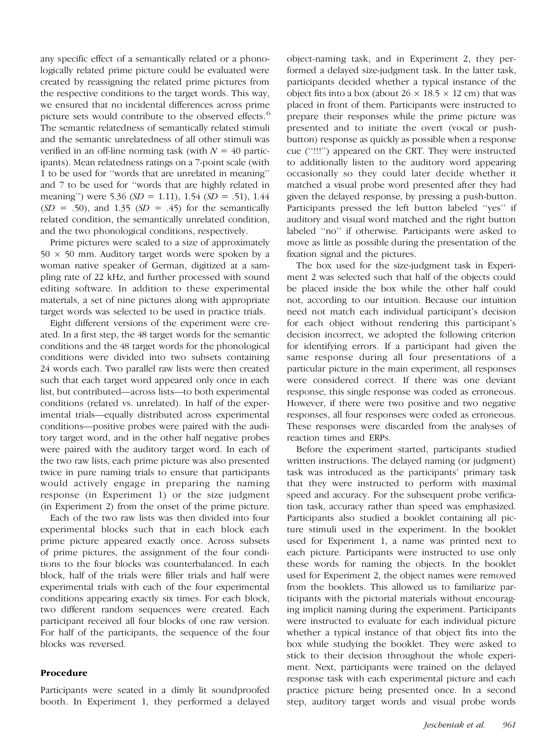any specific effect of a semantically related or a phonologically related prime picture could be evaluated were created by reassigning the related prime pictures from the respective conditions to the target words. This way, we ensured that no incidental differences across prime picture sets would contribute to the observed effects.[6] The semantic relatedness of semantically related stimuli and the semantic unrelatedness of all other stimuli was verified in an off-line norming task (with $N = 40$ participants). Mean relatedness ratings on a 7-point scale (with 1 to be used for "words that are unrelated in meaning" and 7 to be used for "words that are highly related in meaning") were 5.36 ($SD = 1.11$), 1.54 ($SD = .51$), 1.44 ($SD = .50$), and 1.35 ($SD = .45$) for the semantically related condition, the semantically unrelated condition, and the two phonological conditions, respectively.

Prime pictures were scaled to a size of approximately $50 \times 50$ mm. Auditory target words were spoken by a woman native speaker of German, digitized at a sampling rate of 22 kHz, and further processed with sound editing software. In addition to these experimental materials, a set of nine pictures along with appropriate target words was selected to be used in practice trials.

Eight different versions of the experiment were created. In a first step, the 48 target words for the semantic conditions and the 48 target words for the phonological conditions were divided into two subsets containing 24 words each. Two parallel raw lists were then created such that each target word appeared only once in each list, but contributed—across lists—to both experimental conditions (related vs. unrelated). In half of the experimental trials—equally distributed across experimental conditions—positive probes were paired with the auditory target word, and in the other half negative probes were paired with the auditory target word. In each of the two raw lists, each prime picture was also presented twice in pure naming trials to ensure that participants would actively engage in preparing the naming response (in Experiment 1) or the size judgment (in Experiment 2) from the onset of the prime picture.

Each of the two raw lists was then divided into four experimental blocks such that in each block each prime picture appeared exactly once. Across subsets of prime pictures, the assignment of the four conditions to the four blocks was counterbalanced. In each block, half of the trials were filler trials and half were experimental trials with each of the four experimental conditions appearing exactly six times. For each block, two different random sequences were created. Each participant received all four blocks of one raw version. For half of the participants, the sequence of the four blocks was reversed.

## Procedure

Participants were seated in a dimly lit soundproofed booth. In Experiment 1, they performed a delayed object-naming task, and in Experiment 2, they performed a delayed size-judgment task. In the latter task, participants decided whether a typical instance of the object fits into a box (about $26 \times 18.5 \times 12$ cm) that was placed in front of them. Participants were instructed to prepare their responses while the prime picture was presented and to initiate the overt (vocal or push-button) response as quickly as possible when a response cue ("!!!") appeared on the CRT. They were instructed to additionally listen to the auditory word appearing occasionally so they could later decide whether it matched a visual probe word presented after they had given the delayed response, by pressing a push-button. Participants pressed the left button labeled "yes" if auditory and visual word matched and the right button labeled "no" if otherwise. Participants were asked to move as little as possible during the presentation of the fixation signal and the pictures.

The box used for the size-judgment task in Experiment 2 was selected such that half of the objects could be placed inside the box while the other half could not, according to our intuition. Because our intuition need not match each individual participant's decision for each object without rendering this participant's decision incorrect, we adopted the following criterion for identifying errors. If a participant had given the same response during all four presentations of a particular picture in the main experiment, all responses were considered correct. If there was one deviant response, this single response was coded as erroneous. However, if there were two positive and two negative responses, all four responses were coded as erroneous. These responses were discarded from the analyses of reaction times and ERPs.

Before the experiment started, participants studied written instructions. The delayed naming (or judgment) task was introduced as the participants' primary task that they were instructed to perform with maximal speed and accuracy. For the subsequent probe verification task, accuracy rather than speed was emphasized. Participants also studied a booklet containing all picture stimuli used in the experiment. In the booklet used for Experiment 1, a name was printed next to each picture. Participants were instructed to use only these words for naming the objects. In the booklet used for Experiment 2, the object names were removed from the booklets. This allowed us to familiarize participants with the pictorial materials without encouraging implicit naming during the experiment. Participants were instructed to evaluate for each individual picture whether a typical instance of that object fits into the box while studying the booklet. They were asked to stick to their decision throughout the whole experiment. Next, participants were trained on the delayed response task with each experimental picture and each practice picture being presented once. In a second step, auditory target words and visual probe words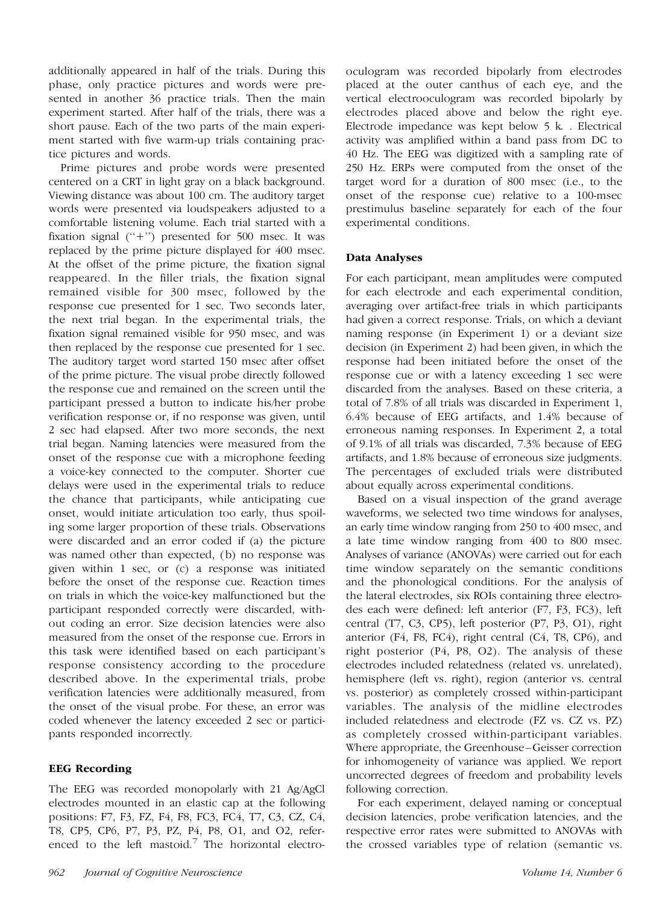additionally appeared in half of the trials. During this phase, only practice pictures and words were presented in another 36 practice trials. Then the main experiment started. After half of the trials, there was a short pause. Each of the two parts of the main experiment started with five warm-up trials containing practice pictures and words.

Prime pictures and probe words were presented centered on a CRT in light gray on a black background. Viewing distance was about 100 cm. The auditory target words were presented via loudspeakers adjusted to a comfortable listening volume. Each trial started with a fixation signal ("+") presented for 500 msec. It was replaced by the prime picture displayed for 400 msec. At the offset of the prime picture, the fixation signal reappeared. In the filler trials, the fixation signal remained visible for 300 msec, followed by the response cue presented for 1 sec. Two seconds later, the next trial began. In the experimental trials, the fixation signal remained visible for 950 msec, and was then replaced by the response cue presented for 1 sec. The auditory target word started 150 msec after offset of the prime picture. The visual probe directly followed the response cue and remained on the screen until the participant pressed a button to indicate his/her probe verification response or, if no response was given, until 2 sec had elapsed. After two more seconds, the next trial began. Naming latencies were measured from the onset of the response cue with a microphone feeding a voice-key connected to the computer. Shorter cue delays were used in the experimental trials to reduce the chance that participants, while anticipating cue onset, would initiate articulation too early, thus spoiling some larger proportion of these trials. Observations were discarded and an error coded if (a) the picture was named other than expected, (b) no response was given within 1 sec, or (c) a response was initiated before the onset of the response cue. Reaction times on trials in which the voice-key malfunctioned but the participant responded correctly were discarded, without coding an error. Size decision latencies were also measured from the onset of the response cue. Errors in this task were identified based on each participant's response consistency according to the procedure described above. In the experimental trials, probe verification latencies were additionally measured, from the onset of the visual probe. For these, an error was coded whenever the latency exceeded 2 sec or participants responded incorrectly.

## EEG Recording

The EEG was recorded monopolarly with 21 Ag/AgCl electrodes mounted in an elastic cap at the following positions: F7, F3, FZ, F4, F8, FC3, FC4, T7, C3, CZ, C4, T8, CP5, CP6, P7, P3, PZ, P4, P8, O1, and O2, referenced to the left mastoid.[7] The horizontal electrooculogram was recorded bipolarly from electrodes placed at the outer canthus of each eye, and the vertical electrooculogram was recorded bipolarly by electrodes placed above and below the right eye. Electrode impedance was kept below 5 k. . Electrical activity was amplified within a band pass from DC to 40 Hz. The EEG was digitized with a sampling rate of 250 Hz. ERPs were computed from the onset of the target word for a duration of 800 msec (i.e., to the onset of the response cue) relative to a 100-msec prestimulus baseline separately for each of the four experimental conditions.

## Data Analyses

For each participant, mean amplitudes were computed for each electrode and each experimental condition, averaging over artifact-free trials in which participants had given a correct response. Trials, on which a deviant naming response (in Experiment 1) or a deviant size decision (in Experiment 2) had been given, in which the response had been initiated before the onset of the response cue or with a latency exceeding 1 sec were discarded from the analyses. Based on these criteria, a total of 7.8% of all trials was discarded in Experiment 1, 6.4% because of EEG artifacts, and 1.4% because of erroneous naming responses. In Experiment 2, a total of 9.1% of all trials was discarded, 7.3% because of EEG artifacts, and 1.8% because of erroneous size judgments. The percentages of excluded trials were distributed about equally across experimental conditions.

Based on a visual inspection of the grand average waveforms, we selected two time windows for analyses, an early time window ranging from 250 to 400 msec, and a late time window ranging from 400 to 800 msec. Analyses of variance (ANOVAs) were carried out for each time window separately on the semantic conditions and the phonological conditions. For the analysis of the lateral electrodes, six ROIs containing three electrodes each were defined: left anterior (F7, F3, FC3), left central (T7, C3, CP5), left posterior (P7, P3, O1), right anterior (F4, F8, FC4), right central (C4, T8, CP6), and right posterior (P4, P8, O2). The analysis of these electrodes included relatedness (related vs. unrelated), hemisphere (left vs. right), region (anterior vs. central vs. posterior) as completely crossed within-participant variables. The analysis of the midline electrodes included relatedness and electrode (FZ vs. CZ vs. PZ) as completely crossed within-participant variables. Where appropriate, the Greenhouse–Geisser correction for inhomogeneity of variance was applied. We report uncorrected degrees of freedom and probability levels following correction.

For each experiment, delayed naming or conceptual decision latencies, probe verification latencies, and the respective error rates were submitted to ANOVAs with the crossed variables type of relation (semantic vs.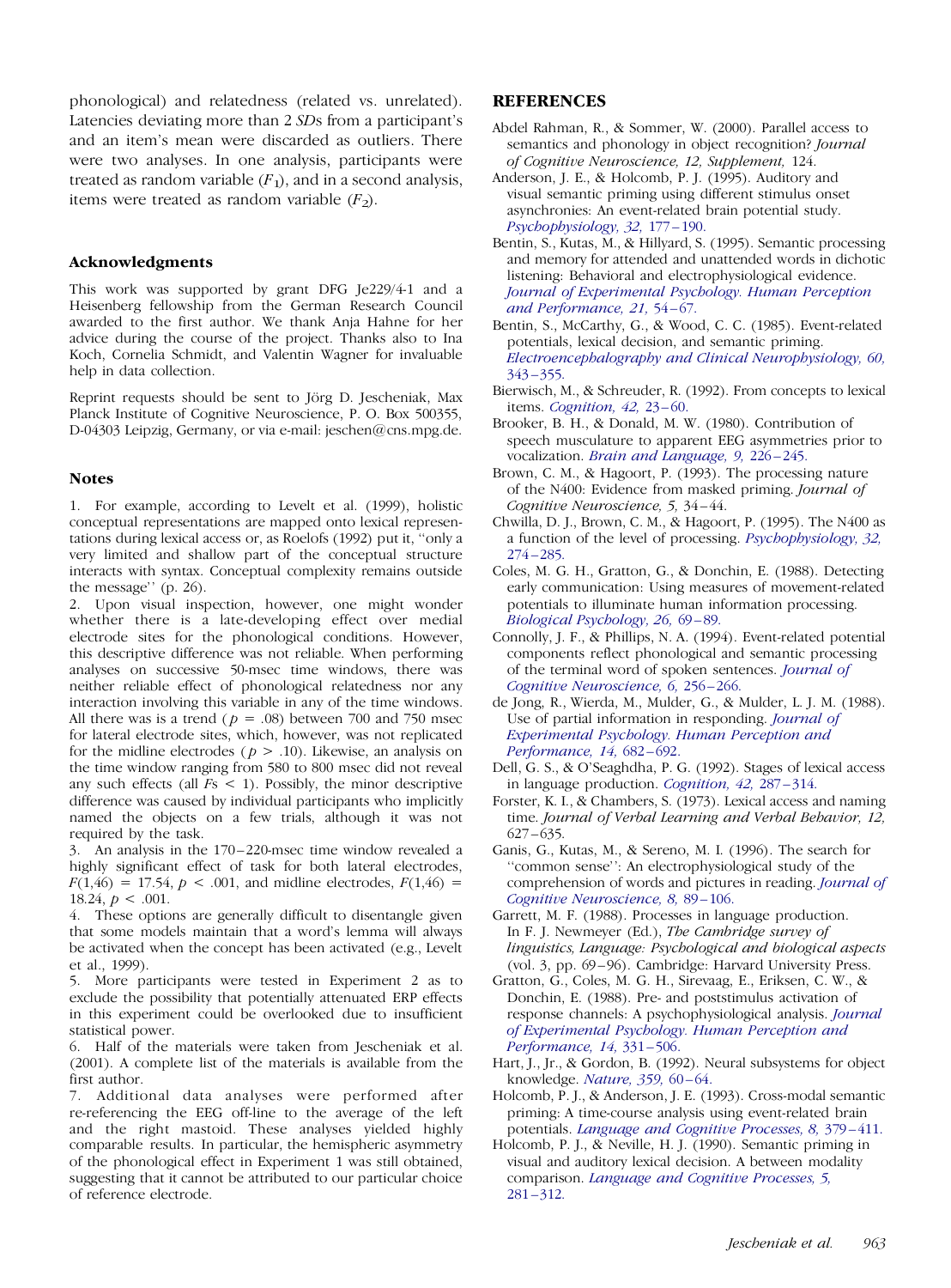phonological) and relatedness (related vs. unrelated). Latencies deviating more than 2 *SD*s from a participant's and an item's mean were discarded as outliers. There were two analyses. In one analysis, participants were treated as random variable ($F_1$), and in a second analysis, items were treated as random variable ($F_2$).

### Acknowledgments

This work was supported by grant DFG Je229/4-1 and a Heisenberg fellowship from the German Research Council awarded to the first author. We thank Anja Hahne for her advice during the course of the project. Thanks also to Ina Koch, Cornelia Schmidt, and Valentin Wagner for invaluable help in data collection.

Reprint requests should be sent to Jörg D. Jescheniak, Max Planck Institute of Cognitive Neuroscience, P. O. Box 500355, D-04303 Leipzig, Germany, or via e-mail: jeschen@cns.mpg.de.

### Notes

1. For example, according to Levelt et al. (1999), holistic conceptual representations are mapped onto lexical representations during lexical access or, as Roelofs (1992) put it, "only a very limited and shallow part of the conceptual structure interacts with syntax. Conceptual complexity remains outside the message" (p. 26).

2. Upon visual inspection, however, one might wonder whether there is a late-developing effect over medial electrode sites for the phonological conditions. However, this descriptive difference was not reliable. When performing analyses on successive 50-msec time windows, there was neither reliable effect of phonological relatedness nor any interaction involving this variable in any of the time windows. All there was is a trend ($p = .08$) between 700 and 750 msec for lateral electrode sites, which, however, was not replicated for the midline electrodes ($p > .10$). Likewise, an analysis on the time window ranging from 580 to 800 msec did not reveal any such effects (all $F$s $< 1$). Possibly, the minor descriptive difference was caused by individual participants who implicitly named the objects on a few trials, although it was not required by the task.

3. An analysis in the 170–220-msec time window revealed a highly significant effect of task for both lateral electrodes, $F(1,46) = 17.54$, $p < .001$, and midline electrodes, $F(1,46) = 18.24$, $p < .001$.

4. These options are generally difficult to disentangle given that some models maintain that a word's lemma will always be activated when the concept has been activated (e.g., Levelt et al., 1999).

5. More participants were tested in Experiment 2 as to exclude the possibility that potentially attenuated ERP effects in this experiment could be overlooked due to insufficient statistical power.

6. Half of the materials were taken from Jescheniak et al. (2001). A complete list of the materials is available from the first author.

7. Additional data analyses were performed after re-referencing the EEG off-line to the average of the left and the right mastoid. These analyses yielded highly comparable results. In particular, the hemispheric asymmetry of the phonological effect in Experiment 1 was still obtained, suggesting that it cannot be attributed to our particular choice of reference electrode.

## REFERENCES

Abdel Rahman, R., & Sommer, W. (2000). Parallel access to semantics and phonology in object recognition? *Journal of Cognitive Neuroscience, 12, Supplement,* 124.

Anderson, J. E., & Holcomb, P. J. (1995). Auditory and visual semantic priming using different stimulus onset asynchronies: An event-related brain potential study. *Psychophysiology, 32,* 177–190.

Bentin, S., Kutas, M., & Hillyard, S. (1995). Semantic processing and memory for attended and unattended words in dichotic listening: Behavioral and electrophysiological evidence. *Journal of Experimental Psychology. Human Perception and Performance, 21,* 54–67.

Bentin, S., McCarthy, G., & Wood, C. C. (1985). Event-related potentials, lexical decision, and semantic priming. *Electroencephalography and Clinical Neurophysiology, 60,* 343–355.

Bierwisch, M., & Schreuder, R. (1992). From concepts to lexical items. *Cognition, 42,* 23–60.

Brooker, B. H., & Donald, M. W. (1980). Contribution of speech musculature to apparent EEG asymmetries prior to vocalization. *Brain and Language, 9,* 226–245.

Brown, C. M., & Hagoort, P. (1993). The processing nature of the N400: Evidence from masked priming. *Journal of Cognitive Neuroscience, 5,* 34–44.

Chwilla, D. J., Brown, C. M., & Hagoort, P. (1995). The N400 as a function of the level of processing. *Psychophysiology, 32,* 274–285.

Coles, M. G. H., Gratton, G., & Donchin, E. (1988). Detecting early communication: Using measures of movement-related potentials to illuminate human information processing. *Biological Psychology, 26,* 69–89.

Connolly, J. F., & Phillips, N. A. (1994). Event-related potential components reflect phonological and semantic processing of the terminal word of spoken sentences. *Journal of Cognitive Neuroscience, 6,* 256–266.

de Jong, R., Wierda, M., Mulder, G., & Mulder, L. J. M. (1988). Use of partial information in responding. *Journal of Experimental Psychology. Human Perception and Performance, 14,* 682–692.

Dell, G. S., & O'Seaghdha, P. G. (1992). Stages of lexical access in language production. *Cognition, 42,* 287–314.

Forster, K. I., & Chambers, S. (1973). Lexical access and naming time. *Journal of Verbal Learning and Verbal Behavior, 12,* 627–635.

Ganis, G., Kutas, M., & Sereno, M. I. (1996). The search for "common sense": An electrophysiological study of the comprehension of words and pictures in reading. *Journal of Cognitive Neuroscience, 8,* 89–106.

Garrett, M. F. (1988). Processes in language production. In F. J. Newmeyer (Ed.), *The Cambridge survey of linguistics, Language: Psychological and biological aspects* (vol. 3, pp. 69–96). Cambridge: Harvard University Press.

Gratton, G., Coles, M. G. H., Sirevaag, E., Eriksen, C. W., & Donchin, E. (1988). Pre- and poststimulus activation of response channels: A psychophysiological analysis. *Journal of Experimental Psychology. Human Perception and Performance, 14,* 331–506.

Hart, J., Jr., & Gordon, B. (1992). Neural subsystems for object knowledge. *Nature, 359,* 60–64.

Holcomb, P. J., & Anderson, J. E. (1993). Cross-modal semantic priming: A time-course analysis using event-related brain potentials. *Language and Cognitive Processes, 8,* 379–411.

Holcomb, P. J., & Neville, H. J. (1990). Semantic priming in visual and auditory lexical decision. A between modality comparison. *Language and Cognitive Processes, 5,* 281–312.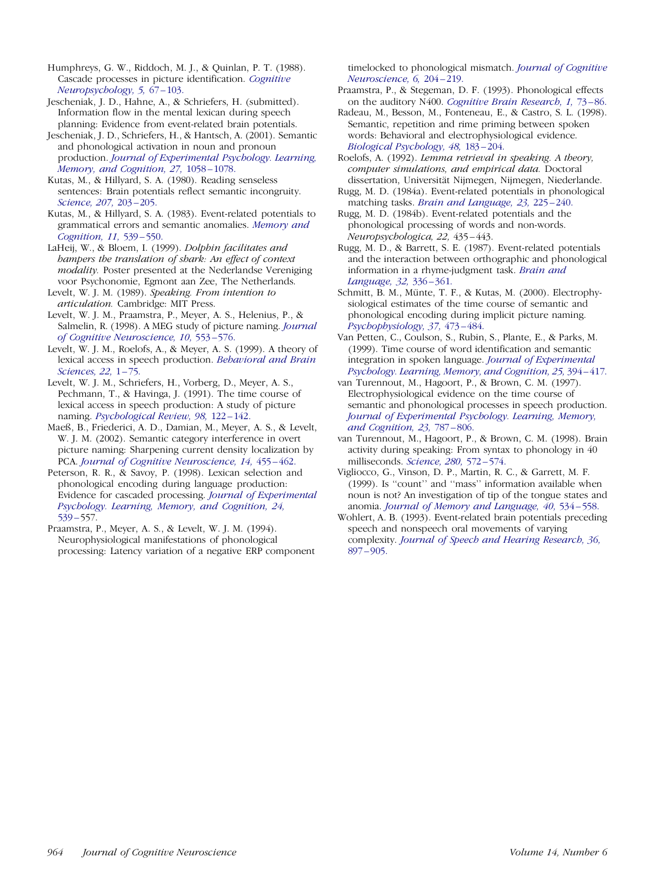Humphreys, G. W., Riddoch, M. J., & Quinlan, P. T. (1988). Cascade processes in picture identification. *Cognitive Neuropsychology, 5,* 67–103.

Jescheniak, J. D., Hahne, A., & Schriefers, H. (submitted). Information flow in the mental lexican during speech planning: Evidence from event-related brain potentials.

Jescheniak, J. D., Schriefers, H., & Hantsch, A. (2001). Semantic and phonological activation in noun and pronoun production. *Journal of Experimental Psychology. Learning, Memory, and Cognition, 27,* 1058–1078.

Kutas, M., & Hillyard, S. A. (1980). Reading senseless sentences: Brain potentials reflect semantic incongruity. *Science, 207,* 203–205.

Kutas, M., & Hillyard, S. A. (1983). Event-related potentials to grammatical errors and semantic anomalies. *Memory and Cognition, 11,* 539–550.

LaHeij, W., & Bloem, I. (1999). *Dolphin facilitates and hampers the translation of shark: An effect of context modality.* Poster presented at the Nederlandse Vereniging voor Psychonomie, Egmont aan Zee, The Netherlands.

Levelt, W. J. M. (1989). *Speaking. From intention to articulation.* Cambridge: MIT Press.

Levelt, W. J. M., Praamstra, P., Meyer, A. S., Helenius, P., & Salmelin, R. (1998). A MEG study of picture naming. *Journal of Cognitive Neuroscience, 10,* 553–576.

Levelt, W. J. M., Roelofs, A., & Meyer, A. S. (1999). A theory of lexical access in speech production. *Behavioral and Brain Sciences, 22,* 1–75.

Levelt, W. J. M., Schriefers, H., Vorberg, D., Meyer, A. S., Pechmann, T., & Havinga, J. (1991). The time course of lexical access in speech production: A study of picture naming. *Psychological Review, 98,* 122–142.

Maeß, B., Friederici, A. D., Damian, M., Meyer, A. S., & Levelt, W. J. M. (2002). Semantic category interference in overt picture naming: Sharpening current density localization by PCA. *Journal of Cognitive Neuroscience, 14,* 455–462.

Peterson, R. R., & Savoy, P. (1998). Lexican selection and phonological encoding during language production: Evidence for cascaded processing. *Journal of Experimental Psychology. Learning, Memory, and Cognition, 24,* 539–557.

Praamstra, P., Meyer, A. S., & Levelt, W. J. M. (1994). Neurophysiological manifestations of phonological processing: Latency variation of a negative ERP component timelocked to phonological mismatch. *Journal of Cognitive Neuroscience, 6,* 204–219.

Praamstra, P., & Stegeman, D. F. (1993). Phonological effects on the auditory N400. *Cognitive Brain Research, 1,* 73–86.

Radeau, M., Besson, M., Fonteneau, E., & Castro, S. L. (1998). Semantic, repetition and rime priming between spoken words: Behavioral and electrophysiological evidence. *Biological Psychology, 48,* 183–204.

Roelofs, A. (1992). *Lemma retrieval in speaking. A theory, computer simulations, and empirical data.* Doctoral dissertation, Universität Nijmegen, Nijmegen, Niederlande.

Rugg, M. D. (1984a). Event-related potentials in phonological matching tasks. *Brain and Language, 23,* 225–240.

Rugg, M. D. (1984b). Event-related potentials and the phonological processing of words and non-words. *Neuropsychologica, 22,* 435–443.

Rugg, M. D., & Barrett, S. E. (1987). Event-related potentials and the interaction between orthographic and phonological information in a rhyme-judgment task. *Brain and Language, 32,* 336–361.

Schmitt, B. M., Münte, T. F., & Kutas, M. (2000). Electrophysiological estimates of the time course of semantic and phonological encoding during implicit picture naming. *Psychophysiology, 37,* 473–484.

Van Petten, C., Coulson, S., Rubin, S., Plante, E., & Parks, M. (1999). Time course of word identification and semantic integration in spoken language. *Journal of Experimental Psychology. Learning, Memory, and Cognition, 25,* 394–417.

van Turennout, M., Hagoort, P., & Brown, C. M. (1997). Electrophysiological evidence on the time course of semantic and phonological processes in speech production. *Journal of Experimental Psychology. Learning, Memory, and Cognition, 23,* 787–806.

van Turennout, M., Hagoort, P., & Brown, C. M. (1998). Brain activity during speaking: From syntax to phonology in 40 milliseconds. *Science, 280,* 572–574.

Vigliocco, G., Vinson, D. P., Martin, R. C., & Garrett, M. F. (1999). Is "count" and "mass" information available when noun is not? An investigation of tip of the tongue states and anomia. *Journal of Memory and Language, 40,* 534–558.

Wohlert, A. B. (1993). Event-related brain potentials preceding speech and nonspeech oral movements of varying complexity. *Journal of Speech and Hearing Research, 36,* 897–905.